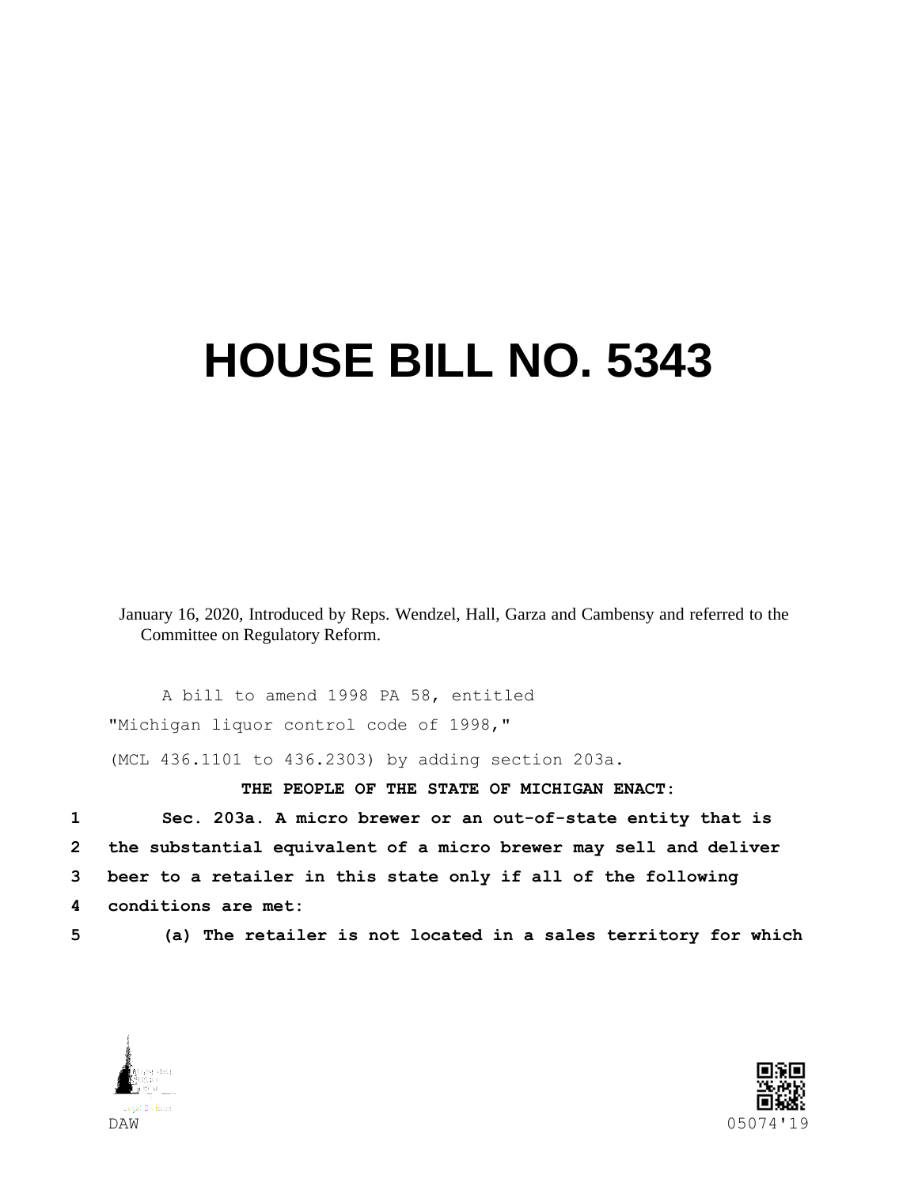# HOUSE BILL NO. 5343

January 16, 2020, Introduced by Reps. Wendzel, Hall, Garza and Cambensy and referred to the Committee on Regulatory Reform.

A bill to amend 1998 PA 58, entitled

"Michigan liquor control code of 1998,"

(MCL 436.1101 to 436.2303) by adding section 203a.

**THE PEOPLE OF THE STATE OF MICHIGAN ENACT:**

1 **Sec. 203a. A micro brewer or an out-of-state entity that is**
2 **the substantial equivalent of a micro brewer may sell and deliver**
3 **beer to a retailer in this state only if all of the following**
4 **conditions are met:**
5 **(a) The retailer is not located in a sales territory for which**

DAW 05074'19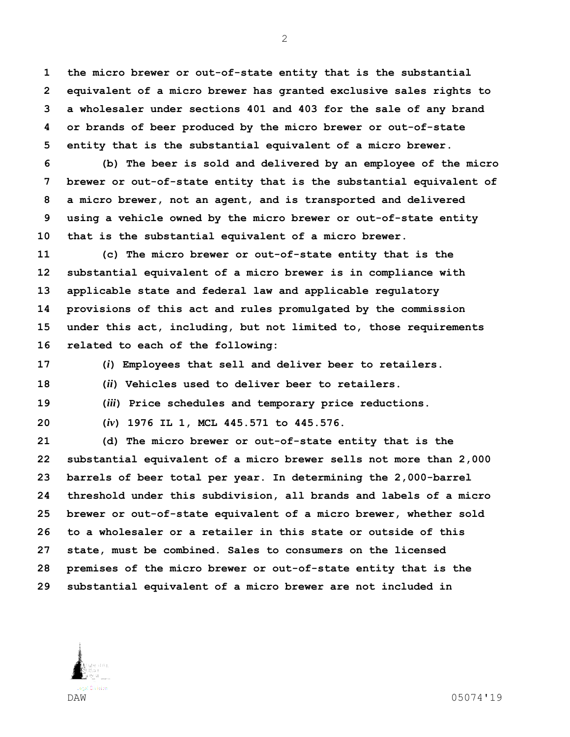**the micro brewer or out-of-state entity that is the substantial equivalent of a micro brewer has granted exclusive sales rights to a wholesaler under sections 401 and 403 for the sale of any brand or brands of beer produced by the micro brewer or out-of-state entity that is the substantial equivalent of a micro brewer.**

**(b) The beer is sold and delivered by an employee of the micro brewer or out-of-state entity that is the substantial equivalent of a micro brewer, not an agent, and is transported and delivered using a vehicle owned by the micro brewer or out-of-state entity that is the substantial equivalent of a micro brewer.**

**(c) The micro brewer or out-of-state entity that is the substantial equivalent of a micro brewer is in compliance with applicable state and federal law and applicable regulatory provisions of this act and rules promulgated by the commission under this act, including, but not limited to, those requirements related to each of the following:**

**(*i*) Employees that sell and deliver beer to retailers.**

**(*ii*) Vehicles used to deliver beer to retailers.**

**(*iii*) Price schedules and temporary price reductions.**

**(*iv*) 1976 IL 1, MCL 445.571 to 445.576.**

**(d) The micro brewer or out-of-state entity that is the substantial equivalent of a micro brewer sells not more than 2,000 barrels of beer total per year. In determining the 2,000-barrel threshold under this subdivision, all brands and labels of a micro brewer or out-of-state equivalent of a micro brewer, whether sold to a wholesaler or a retailer in this state or outside of this state, must be combined. Sales to consumers on the licensed premises of the micro brewer or out-of-state entity that is the substantial equivalent of a micro brewer are not included in**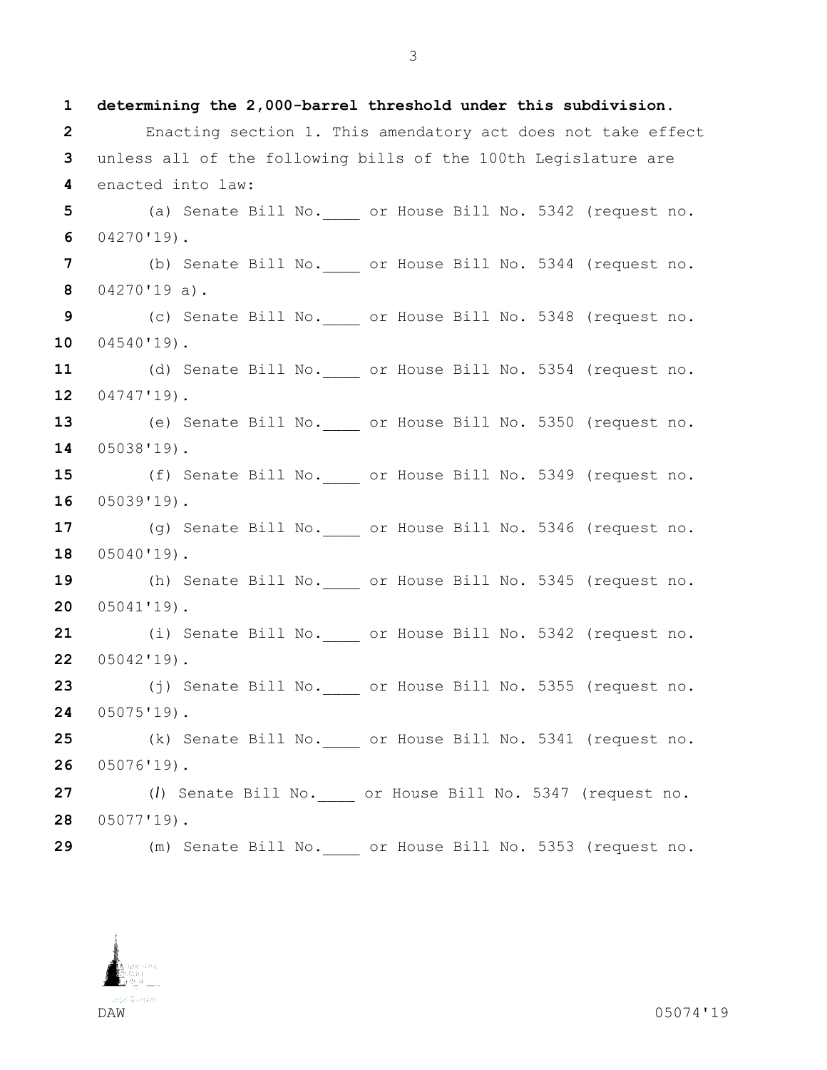**determining the 2,000-barrel threshold under this subdivision.**

Enacting section 1. This amendatory act does not take effect unless all of the following bills of the 100th Legislature are enacted into law:

(a) Senate Bill No.____ or House Bill No. 5342 (request no. 04270'19).

(b) Senate Bill No.____ or House Bill No. 5344 (request no. 04270'19 a).

(c) Senate Bill No.____ or House Bill No. 5348 (request no. 04540'19).

(d) Senate Bill No.____ or House Bill No. 5354 (request no. 04747'19).

(e) Senate Bill No.____ or House Bill No. 5350 (request no. 05038'19).

(f) Senate Bill No.____ or House Bill No. 5349 (request no. 05039'19).

(g) Senate Bill No.____ or House Bill No. 5346 (request no. 05040'19).

(h) Senate Bill No.____ or House Bill No. 5345 (request no. 05041'19).

(i) Senate Bill No.____ or House Bill No. 5342 (request no. 05042'19).

(j) Senate Bill No.____ or House Bill No. 5355 (request no. 05075'19).

(k) Senate Bill No.____ or House Bill No. 5341 (request no. 05076'19).

(*l*) Senate Bill No.____ or House Bill No. 5347 (request no. 05077'19).

(m) Senate Bill No.____ or House Bill No. 5353 (request no.

DAW 05074'19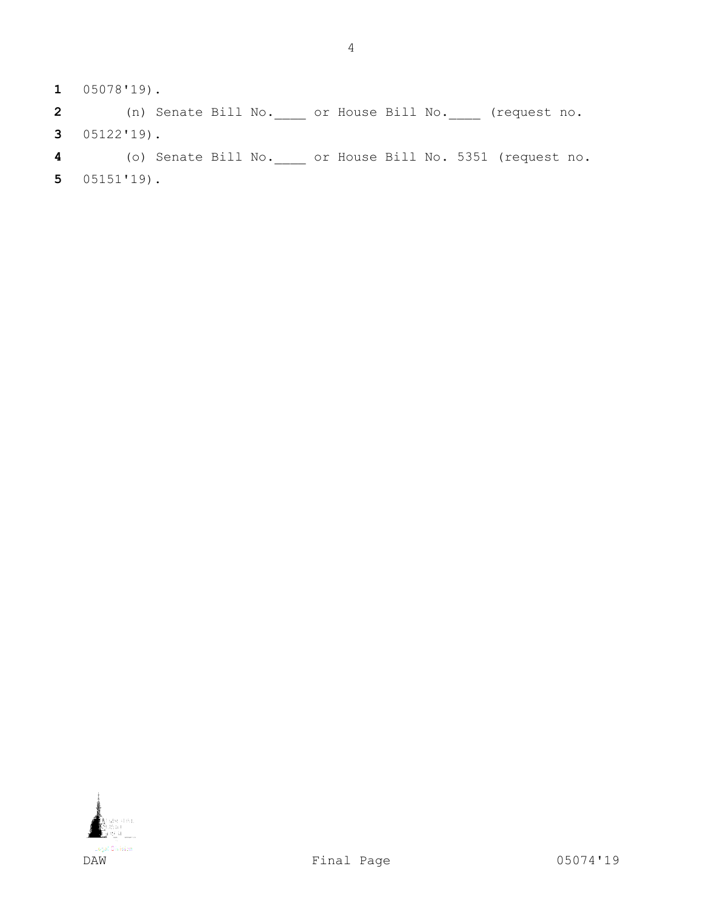05078'19).

(n) Senate Bill No.____ or House Bill No.____ (request no. 05122'19).

(o) Senate Bill No.____ or House Bill No. 5351 (request no. 05151'19).

DAW Final Page 05074'19